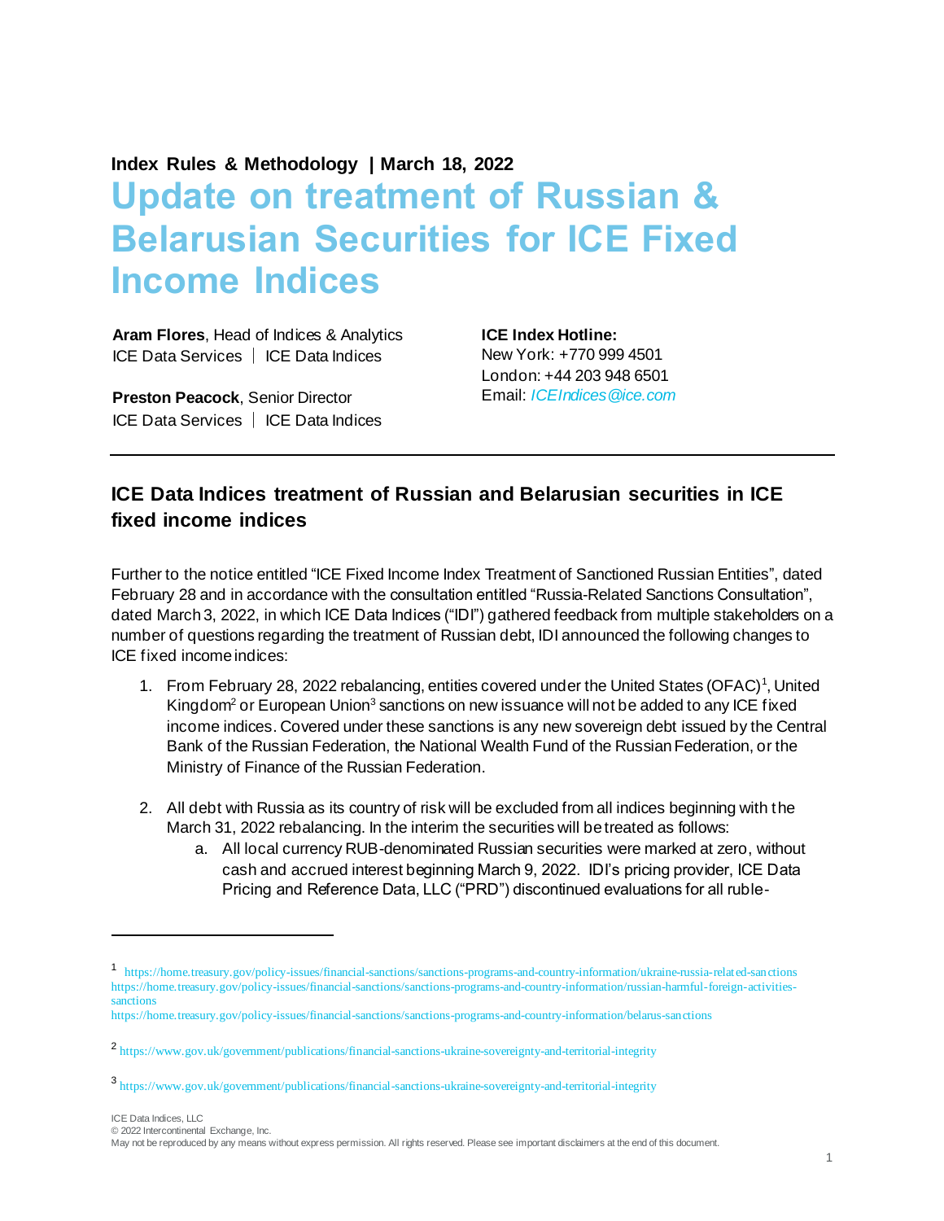**Index Rules & Methodology | March 18, 2022**

# Update on treatment of Russian & Belarusian Securities for ICE Fixed Income Indices

**Aram Flores**, Head of Indices & Analytics
ICE Data Services | ICE Data Indices

**Preston Peacock**, Senior Director
ICE Data Services | ICE Data Indices

**ICE Index Hotline:**
New York: +770 999 4501
London: +44 203 948 6501
Email: *ICEIndices@ice.com*

---

## ICE Data Indices treatment of Russian and Belarusian securities in ICE fixed income indices

Further to the notice entitled "ICE Fixed Income Index Treatment of Sanctioned Russian Entities", dated February 28 and in accordance with the consultation entitled "Russia-Related Sanctions Consultation", dated March 3, 2022, in which ICE Data Indices ("IDI") gathered feedback from multiple stakeholders on a number of questions regarding the treatment of Russian debt, IDI announced the following changes to ICE fixed income indices:

1. From February 28, 2022 rebalancing, entities covered under the United States (OFAC)[1], United Kingdom[2] or European Union[3] sanctions on new issuance will not be added to any ICE fixed income indices. Covered under these sanctions is any new sovereign debt issued by the Central Bank of the Russian Federation, the National Wealth Fund of the Russian Federation, or the Ministry of Finance of the Russian Federation.

2. All debt with Russia as its country of risk will be excluded from all indices beginning with the March 31, 2022 rebalancing. In the interim the securities will be treated as follows:
   a. All local currency RUB-denominated Russian securities were marked at zero, without cash and accrued interest beginning March 9, 2022. IDI's pricing provider, ICE Data Pricing and Reference Data, LLC ("PRD") discontinued evaluations for all ruble-

---

[1] https://home.treasury.gov/policy-issues/financial-sanctions/sanctions-programs-and-country-information/ukraine-russia-related-sanctions
https://home.treasury.gov/policy-issues/financial-sanctions/sanctions-programs-and-country-information/russian-harmful-foreign-activities-sanctions
https://home.treasury.gov/policy-issues/financial-sanctions/sanctions-programs-and-country-information/belarus-sanctions

[2] https://www.gov.uk/government/publications/financial-sanctions-ukraine-sovereignty-and-territorial-integrity

[3] https://www.gov.uk/government/publications/financial-sanctions-ukraine-sovereignty-and-territorial-integrity

ICE Data Indices, LLC
© 2022 Intercontinental Exchange, Inc.
May not be reproduced by any means without express permission. All rights reserved. Please see important disclaimers at the end of this document.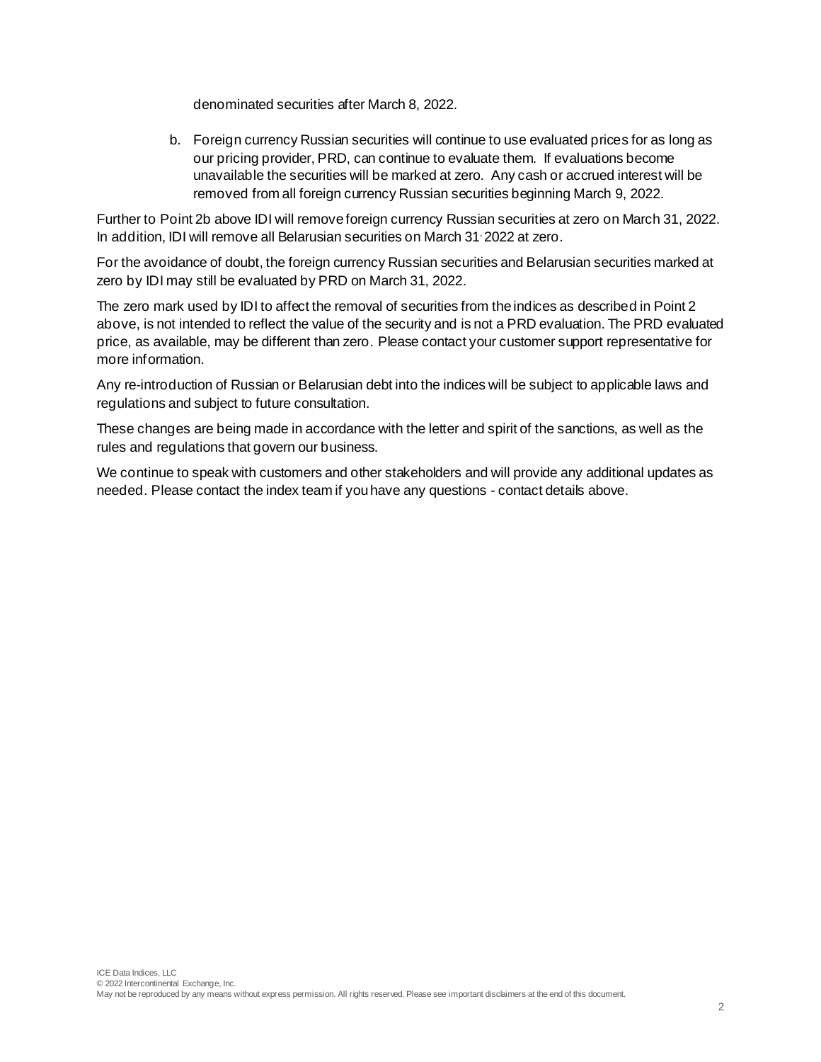denominated securities after March 8, 2022.

b. Foreign currency Russian securities will continue to use evaluated prices for as long as our pricing provider, PRD, can continue to evaluate them. If evaluations become unavailable the securities will be marked at zero. Any cash or accrued interest will be removed from all foreign currency Russian securities beginning March 9, 2022.

Further to Point 2b above IDI will remove foreign currency Russian securities at zero on March 31, 2022. In addition, IDI will remove all Belarusian securities on March 31, 2022 at zero.

For the avoidance of doubt, the foreign currency Russian securities and Belarusian securities marked at zero by IDI may still be evaluated by PRD on March 31, 2022.

The zero mark used by IDI to affect the removal of securities from the indices as described in Point 2 above, is not intended to reflect the value of the security and is not a PRD evaluation. The PRD evaluated price, as available, may be different than zero. Please contact your customer support representative for more information.

Any re-introduction of Russian or Belarusian debt into the indices will be subject to applicable laws and regulations and subject to future consultation.

These changes are being made in accordance with the letter and spirit of the sanctions, as well as the rules and regulations that govern our business.

We continue to speak with customers and other stakeholders and will provide any additional updates as needed. Please contact the index team if you have any questions - contact details above.

ICE Data Indices, LLC
© 2022 Intercontinental Exchange, Inc.
May not be reproduced by any means without express permission. All rights reserved. Please see important disclaimers at the end of this document.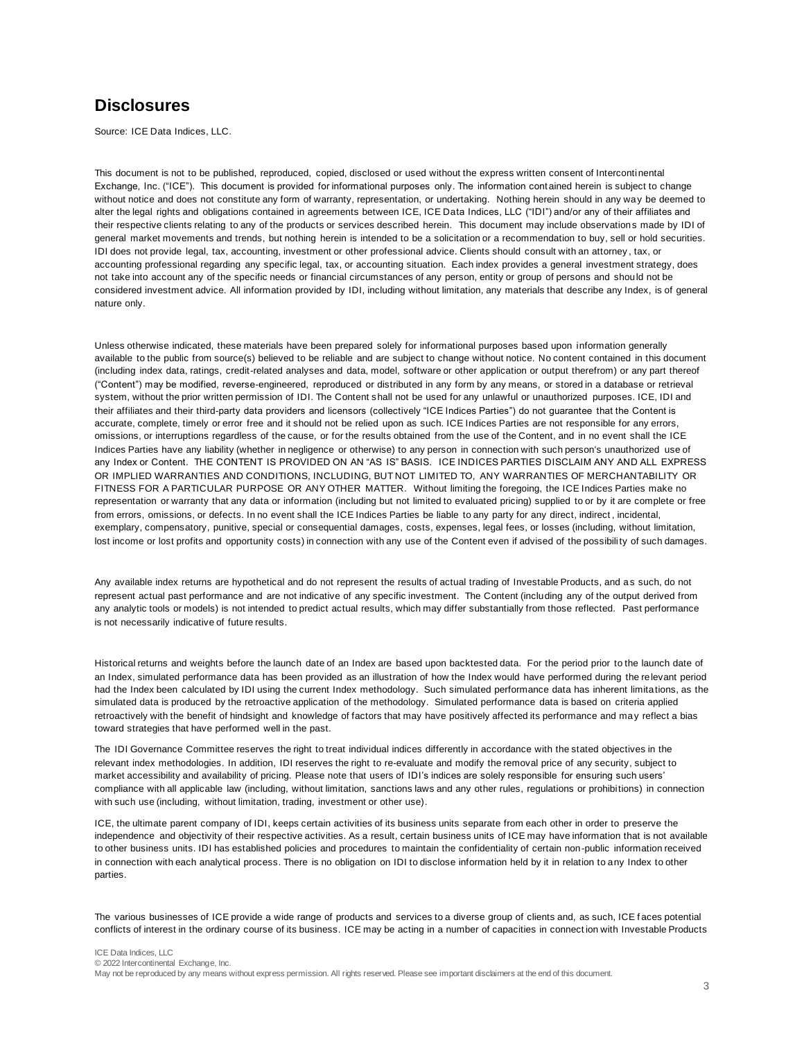## Disclosures

Source: ICE Data Indices, LLC.

This document is not to be published, reproduced, copied, disclosed or used without the express written consent of Intercontinental Exchange, Inc. ("ICE"). This document is provided for informational purposes only. The information contained herein is subject to change without notice and does not constitute any form of warranty, representation, or undertaking. Nothing herein should in any way be deemed to alter the legal rights and obligations contained in agreements between ICE, ICE Data Indices, LLC ("IDI") and/or any of their affiliates and their respective clients relating to any of the products or services described herein. This document may include observations made by IDI of general market movements and trends, but nothing herein is intended to be a solicitation or a recommendation to buy, sell or hold securities. IDI does not provide legal, tax, accounting, investment or other professional advice. Clients should consult with an attorney, tax, or accounting professional regarding any specific legal, tax, or accounting situation. Each index provides a general investment strategy, does not take into account any of the specific needs or financial circumstances of any person, entity or group of persons and should not be considered investment advice. All information provided by IDI, including without limitation, any materials that describe any Index, is of general nature only.

Unless otherwise indicated, these materials have been prepared solely for informational purposes based upon information generally available to the public from source(s) believed to be reliable and are subject to change without notice. No content contained in this document (including index data, ratings, credit-related analyses and data, model, software or other application or output therefrom) or any part thereof ("Content") may be modified, reverse-engineered, reproduced or distributed in any form by any means, or stored in a database or retrieval system, without the prior written permission of IDI. The Content shall not be used for any unlawful or unauthorized purposes. ICE, IDI and their affiliates and their third-party data providers and licensors (collectively "ICE Indices Parties") do not guarantee that the Content is accurate, complete, timely or error free and it should not be relied upon as such. ICE Indices Parties are not responsible for any errors, omissions, or interruptions regardless of the cause, or for the results obtained from the use of the Content, and in no event shall the ICE Indices Parties have any liability (whether in negligence or otherwise) to any person in connection with such person's unauthorized use of any Index or Content. THE CONTENT IS PROVIDED ON AN "AS IS" BASIS. ICE INDICES PARTIES DISCLAIM ANY AND ALL EXPRESS OR IMPLIED WARRANTIES AND CONDITIONS, INCLUDING, BUT NOT LIMITED TO, ANY WARRANTIES OF MERCHANTABILITY OR FITNESS FOR A PARTICULAR PURPOSE OR ANY OTHER MATTER. Without limiting the foregoing, the ICE Indices Parties make no representation or warranty that any data or information (including but not limited to evaluated pricing) supplied to or by it are complete or free from errors, omissions, or defects. In no event shall the ICE Indices Parties be liable to any party for any direct, indirect, incidental, exemplary, compensatory, punitive, special or consequential damages, costs, expenses, legal fees, or losses (including, without limitation, lost income or lost profits and opportunity costs) in connection with any use of the Content even if advised of the possibility of such damages.

Any available index returns are hypothetical and do not represent the results of actual trading of Investable Products, and as such, do not represent actual past performance and are not indicative of any specific investment. The Content (including any of the output derived from any analytic tools or models) is not intended to predict actual results, which may differ substantially from those reflected. Past performance is not necessarily indicative of future results.

Historical returns and weights before the launch date of an Index are based upon backtested data. For the period prior to the launch date of an Index, simulated performance data has been provided as an illustration of how the Index would have performed during the relevant period had the Index been calculated by IDI using the current Index methodology. Such simulated performance data has inherent limitations, as the simulated data is produced by the retroactive application of the methodology. Simulated performance data is based on criteria applied retroactively with the benefit of hindsight and knowledge of factors that may have positively affected its performance and may reflect a bias toward strategies that have performed well in the past.

The IDI Governance Committee reserves the right to treat individual indices differently in accordance with the stated objectives in the relevant index methodologies. In addition, IDI reserves the right to re-evaluate and modify the removal price of any security, subject to market accessibility and availability of pricing. Please note that users of IDI's indices are solely responsible for ensuring such users' compliance with all applicable law (including, without limitation, sanctions laws and any other rules, regulations or prohibitions) in connection with such use (including, without limitation, trading, investment or other use).

ICE, the ultimate parent company of IDI, keeps certain activities of its business units separate from each other in order to preserve the independence and objectivity of their respective activities. As a result, certain business units of ICE may have information that is not available to other business units. IDI has established policies and procedures to maintain the confidentiality of certain non-public information received in connection with each analytical process. There is no obligation on IDI to disclose information held by it in relation to any Index to other parties.

The various businesses of ICE provide a wide range of products and services to a diverse group of clients and, as such, ICE faces potential conflicts of interest in the ordinary course of its business. ICE may be acting in a number of capacities in connection with Investable Products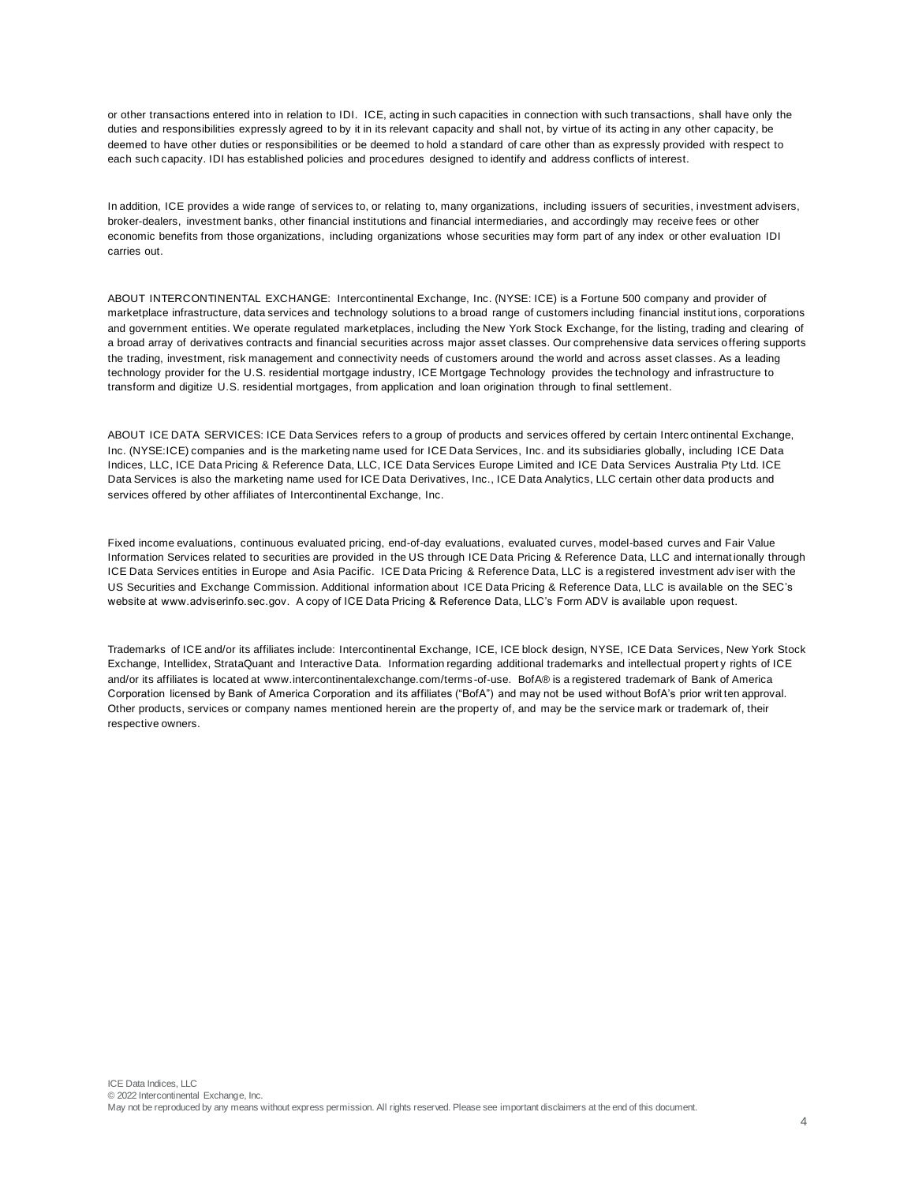or other transactions entered into in relation to IDI. ICE, acting in such capacities in connection with such transactions, shall have only the duties and responsibilities expressly agreed to by it in its relevant capacity and shall not, by virtue of its acting in any other capacity, be deemed to have other duties or responsibilities or be deemed to hold a standard of care other than as expressly provided with respect to each such capacity. IDI has established policies and procedures designed to identify and address conflicts of interest.

In addition, ICE provides a wide range of services to, or relating to, many organizations, including issuers of securities, investment advisers, broker-dealers, investment banks, other financial institutions and financial intermediaries, and accordingly may receive fees or other economic benefits from those organizations, including organizations whose securities may form part of any index or other evaluation IDI carries out.

ABOUT INTERCONTINENTAL EXCHANGE: Intercontinental Exchange, Inc. (NYSE: ICE) is a Fortune 500 company and provider of marketplace infrastructure, data services and technology solutions to a broad range of customers including financial institutions, corporations and government entities. We operate regulated marketplaces, including the New York Stock Exchange, for the listing, trading and clearing of a broad array of derivatives contracts and financial securities across major asset classes. Our comprehensive data services offering supports the trading, investment, risk management and connectivity needs of customers around the world and across asset classes. As a leading technology provider for the U.S. residential mortgage industry, ICE Mortgage Technology provides the technology and infrastructure to transform and digitize U.S. residential mortgages, from application and loan origination through to final settlement.

ABOUT ICE DATA SERVICES: ICE Data Services refers to a group of products and services offered by certain Intercontinental Exchange, Inc. (NYSE:ICE) companies and is the marketing name used for ICE Data Services, Inc. and its subsidiaries globally, including ICE Data Indices, LLC, ICE Data Pricing & Reference Data, LLC, ICE Data Services Europe Limited and ICE Data Services Australia Pty Ltd. ICE Data Services is also the marketing name used for ICE Data Derivatives, Inc., ICE Data Analytics, LLC certain other data products and services offered by other affiliates of Intercontinental Exchange, Inc.

Fixed income evaluations, continuous evaluated pricing, end-of-day evaluations, evaluated curves, model-based curves and Fair Value Information Services related to securities are provided in the US through ICE Data Pricing & Reference Data, LLC and internationally through ICE Data Services entities in Europe and Asia Pacific. ICE Data Pricing & Reference Data, LLC is a registered investment adviser with the US Securities and Exchange Commission. Additional information about ICE Data Pricing & Reference Data, LLC is available on the SEC's website at www.adviserinfo.sec.gov. A copy of ICE Data Pricing & Reference Data, LLC's Form ADV is available upon request.

Trademarks of ICE and/or its affiliates include: Intercontinental Exchange, ICE, ICE block design, NYSE, ICE Data Services, New York Stock Exchange, Intellidex, StrataQuant and Interactive Data. Information regarding additional trademarks and intellectual property rights of ICE and/or its affiliates is located at www.intercontinentalexchange.com/terms-of-use. BofA® is a registered trademark of Bank of America Corporation licensed by Bank of America Corporation and its affiliates ("BofA") and may not be used without BofA's prior written approval. Other products, services or company names mentioned herein are the property of, and may be the service mark or trademark of, their respective owners.